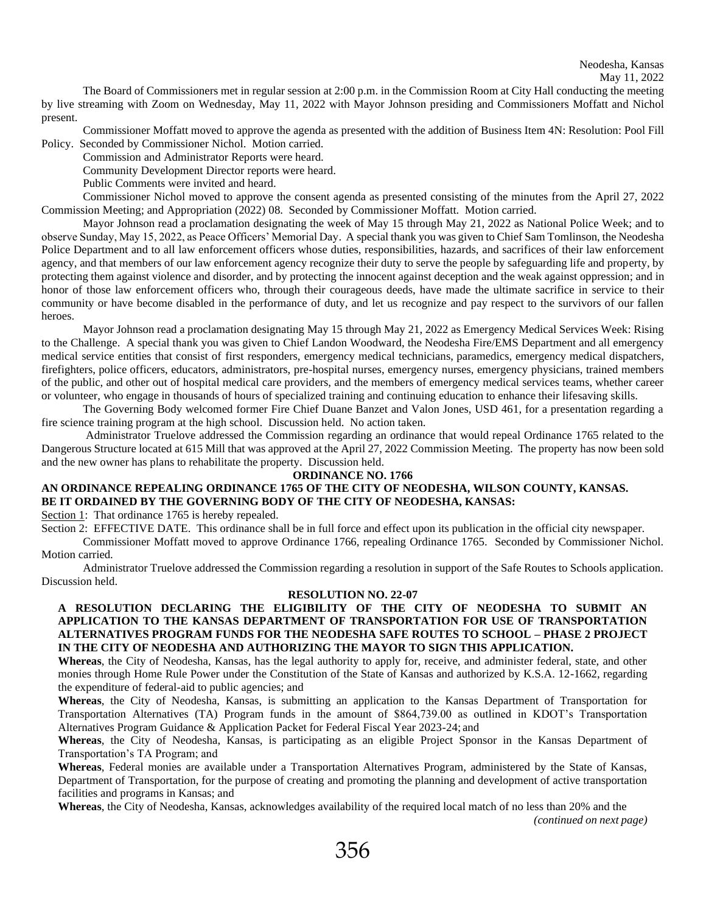Neodesha, Kansas
May 11, 2022

The Board of Commissioners met in regular session at 2:00 p.m. in the Commission Room at City Hall conducting the meeting by live streaming with Zoom on Wednesday, May 11, 2022 with Mayor Johnson presiding and Commissioners Moffatt and Nichol present.

Commissioner Moffatt moved to approve the agenda as presented with the addition of Business Item 4N: Resolution: Pool Fill Policy. Seconded by Commissioner Nichol. Motion carried.

Commission and Administrator Reports were heard.

Community Development Director reports were heard.

Public Comments were invited and heard.

Commissioner Nichol moved to approve the consent agenda as presented consisting of the minutes from the April 27, 2022 Commission Meeting; and Appropriation (2022) 08. Seconded by Commissioner Moffatt. Motion carried.

Mayor Johnson read a proclamation designating the week of May 15 through May 21, 2022 as National Police Week; and to observe Sunday, May 15, 2022, as Peace Officers' Memorial Day. A special thank you was given to Chief Sam Tomlinson, the Neodesha Police Department and to all law enforcement officers whose duties, responsibilities, hazards, and sacrifices of their law enforcement agency, and that members of our law enforcement agency recognize their duty to serve the people by safeguarding life and property, by protecting them against violence and disorder, and by protecting the innocent against deception and the weak against oppression; and in honor of those law enforcement officers who, through their courageous deeds, have made the ultimate sacrifice in service to their community or have become disabled in the performance of duty, and let us recognize and pay respect to the survivors of our fallen heroes.

Mayor Johnson read a proclamation designating May 15 through May 21, 2022 as Emergency Medical Services Week: Rising to the Challenge. A special thank you was given to Chief Landon Woodward, the Neodesha Fire/EMS Department and all emergency medical service entities that consist of first responders, emergency medical technicians, paramedics, emergency medical dispatchers, firefighters, police officers, educators, administrators, pre-hospital nurses, emergency nurses, emergency physicians, trained members of the public, and other out of hospital medical care providers, and the members of emergency medical services teams, whether career or volunteer, who engage in thousands of hours of specialized training and continuing education to enhance their lifesaving skills.

The Governing Body welcomed former Fire Chief Duane Banzet and Valon Jones, USD 461, for a presentation regarding a fire science training program at the high school. Discussion held. No action taken.

Administrator Truelove addressed the Commission regarding an ordinance that would repeal Ordinance 1765 related to the Dangerous Structure located at 615 Mill that was approved at the April 27, 2022 Commission Meeting. The property has now been sold and the new owner has plans to rehabilitate the property. Discussion held.

**ORDINANCE NO. 1766**

**AN ORDINANCE REPEALING ORDINANCE 1765 OF THE CITY OF NEODESHA, WILSON COUNTY, KANSAS.**
**BE IT ORDAINED BY THE GOVERNING BODY OF THE CITY OF NEODESHA, KANSAS:**

Section 1: That ordinance 1765 is hereby repealed.

Section 2: EFFECTIVE DATE. This ordinance shall be in full force and effect upon its publication in the official city newspaper.

Commissioner Moffatt moved to approve Ordinance 1766, repealing Ordinance 1765. Seconded by Commissioner Nichol. Motion carried.

Administrator Truelove addressed the Commission regarding a resolution in support of the Safe Routes to Schools application. Discussion held.

**RESOLUTION NO. 22-07**

**A RESOLUTION DECLARING THE ELIGIBILITY OF THE CITY OF NEODESHA TO SUBMIT AN APPLICATION TO THE KANSAS DEPARTMENT OF TRANSPORTATION FOR USE OF TRANSPORTATION ALTERNATIVES PROGRAM FUNDS FOR THE NEODESHA SAFE ROUTES TO SCHOOL – PHASE 2 PROJECT IN THE CITY OF NEODESHA AND AUTHORIZING THE MAYOR TO SIGN THIS APPLICATION.**

**Whereas**, the City of Neodesha, Kansas, has the legal authority to apply for, receive, and administer federal, state, and other monies through Home Rule Power under the Constitution of the State of Kansas and authorized by K.S.A. 12-1662, regarding the expenditure of federal-aid to public agencies; and

**Whereas**, the City of Neodesha, Kansas, is submitting an application to the Kansas Department of Transportation for Transportation Alternatives (TA) Program funds in the amount of $864,739.00 as outlined in KDOT's Transportation Alternatives Program Guidance & Application Packet for Federal Fiscal Year 2023-24; and

**Whereas**, the City of Neodesha, Kansas, is participating as an eligible Project Sponsor in the Kansas Department of Transportation's TA Program; and

**Whereas**, Federal monies are available under a Transportation Alternatives Program, administered by the State of Kansas, Department of Transportation, for the purpose of creating and promoting the planning and development of active transportation facilities and programs in Kansas; and

**Whereas**, the City of Neodesha, Kansas, acknowledges availability of the required local match of no less than 20% and the

*(continued on next page)*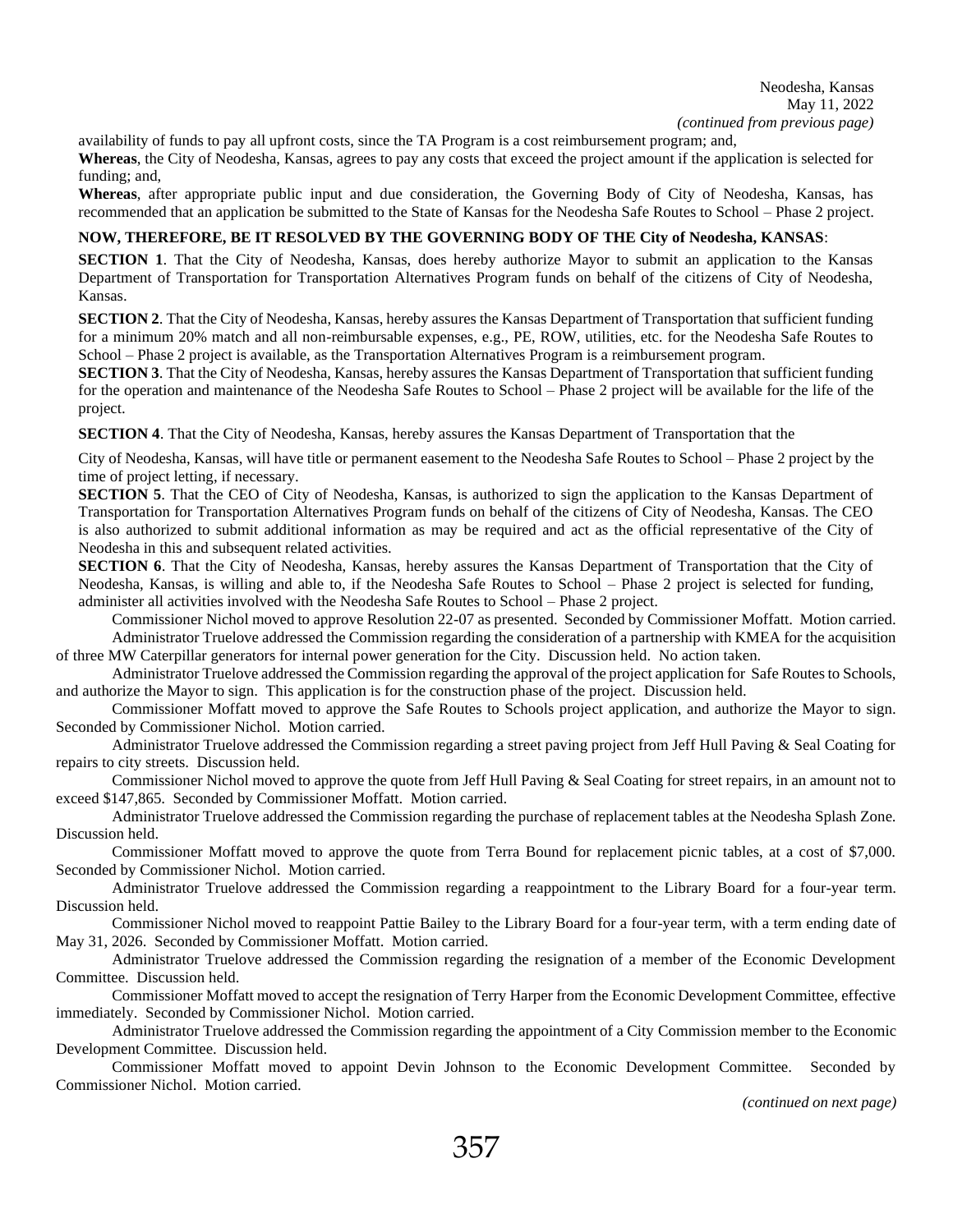Neodesha, Kansas
May 11, 2022
*(continued from previous page)*

availability of funds to pay all upfront costs, since the TA Program is a cost reimbursement program; and,

**Whereas**, the City of Neodesha, Kansas, agrees to pay any costs that exceed the project amount if the application is selected for funding; and,

**Whereas**, after appropriate public input and due consideration, the Governing Body of City of Neodesha, Kansas, has recommended that an application be submitted to the State of Kansas for the Neodesha Safe Routes to School – Phase 2 project.

**NOW, THEREFORE, BE IT RESOLVED BY THE GOVERNING BODY OF THE City of Neodesha, KANSAS**:

**SECTION 1**. That the City of Neodesha, Kansas, does hereby authorize Mayor to submit an application to the Kansas Department of Transportation for Transportation Alternatives Program funds on behalf of the citizens of City of Neodesha, Kansas.

**SECTION 2**. That the City of Neodesha, Kansas, hereby assures the Kansas Department of Transportation that sufficient funding for a minimum 20% match and all non-reimbursable expenses, e.g., PE, ROW, utilities, etc. for the Neodesha Safe Routes to School – Phase 2 project is available, as the Transportation Alternatives Program is a reimbursement program.

**SECTION 3**. That the City of Neodesha, Kansas, hereby assures the Kansas Department of Transportation that sufficient funding for the operation and maintenance of the Neodesha Safe Routes to School – Phase 2 project will be available for the life of the project.

**SECTION 4**. That the City of Neodesha, Kansas, hereby assures the Kansas Department of Transportation that the

City of Neodesha, Kansas, will have title or permanent easement to the Neodesha Safe Routes to School – Phase 2 project by the time of project letting, if necessary.

**SECTION 5**. That the CEO of City of Neodesha, Kansas, is authorized to sign the application to the Kansas Department of Transportation for Transportation Alternatives Program funds on behalf of the citizens of City of Neodesha, Kansas. The CEO is also authorized to submit additional information as may be required and act as the official representative of the City of Neodesha in this and subsequent related activities.

**SECTION 6**. That the City of Neodesha, Kansas, hereby assures the Kansas Department of Transportation that the City of Neodesha, Kansas, is willing and able to, if the Neodesha Safe Routes to School – Phase 2 project is selected for funding, administer all activities involved with the Neodesha Safe Routes to School – Phase 2 project.

Commissioner Nichol moved to approve Resolution 22-07 as presented. Seconded by Commissioner Moffatt. Motion carried.

Administrator Truelove addressed the Commission regarding the consideration of a partnership with KMEA for the acquisition of three MW Caterpillar generators for internal power generation for the City. Discussion held. No action taken.

Administrator Truelove addressed the Commission regarding the approval of the project application for Safe Routes to Schools, and authorize the Mayor to sign. This application is for the construction phase of the project. Discussion held.

Commissioner Moffatt moved to approve the Safe Routes to Schools project application, and authorize the Mayor to sign. Seconded by Commissioner Nichol. Motion carried.

Administrator Truelove addressed the Commission regarding a street paving project from Jeff Hull Paving & Seal Coating for repairs to city streets. Discussion held.

Commissioner Nichol moved to approve the quote from Jeff Hull Paving & Seal Coating for street repairs, in an amount not to exceed $147,865. Seconded by Commissioner Moffatt. Motion carried.

Administrator Truelove addressed the Commission regarding the purchase of replacement tables at the Neodesha Splash Zone. Discussion held.

Commissioner Moffatt moved to approve the quote from Terra Bound for replacement picnic tables, at a cost of $7,000. Seconded by Commissioner Nichol. Motion carried.

Administrator Truelove addressed the Commission regarding a reappointment to the Library Board for a four-year term. Discussion held.

Commissioner Nichol moved to reappoint Pattie Bailey to the Library Board for a four-year term, with a term ending date of May 31, 2026. Seconded by Commissioner Moffatt. Motion carried.

Administrator Truelove addressed the Commission regarding the resignation of a member of the Economic Development Committee. Discussion held.

Commissioner Moffatt moved to accept the resignation of Terry Harper from the Economic Development Committee, effective immediately. Seconded by Commissioner Nichol. Motion carried.

Administrator Truelove addressed the Commission regarding the appointment of a City Commission member to the Economic Development Committee. Discussion held.

Commissioner Moffatt moved to appoint Devin Johnson to the Economic Development Committee. Seconded by Commissioner Nichol. Motion carried.

*(continued on next page)*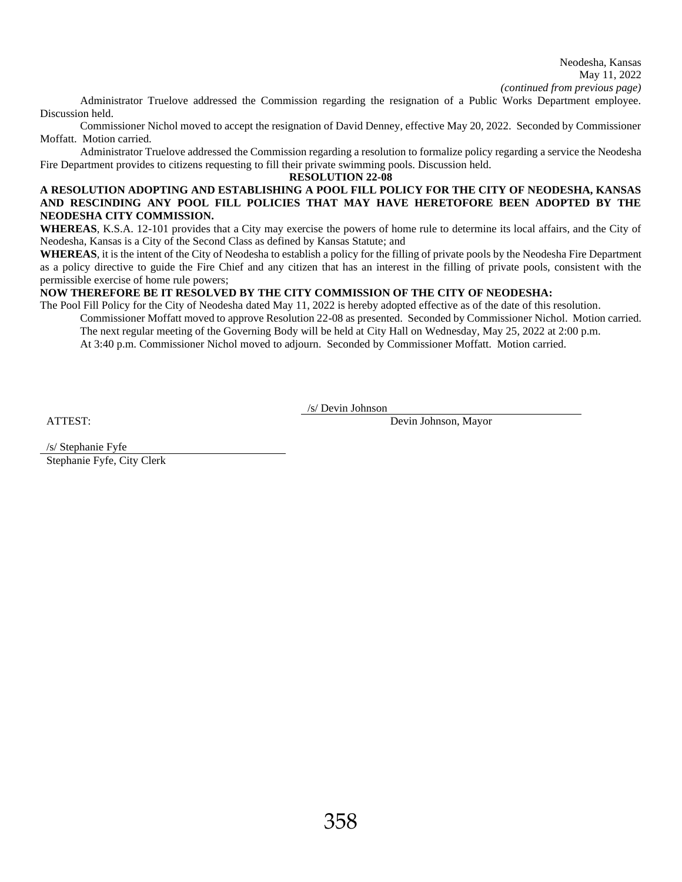Neodesha, Kansas
May 11, 2022
*(continued from previous page)*

Administrator Truelove addressed the Commission regarding the resignation of a Public Works Department employee. Discussion held.

Commissioner Nichol moved to accept the resignation of David Denney, effective May 20, 2022. Seconded by Commissioner Moffatt. Motion carried.

Administrator Truelove addressed the Commission regarding a resolution to formalize policy regarding a service the Neodesha Fire Department provides to citizens requesting to fill their private swimming pools. Discussion held.

**RESOLUTION 22-08**

**A RESOLUTION ADOPTING AND ESTABLISHING A POOL FILL POLICY FOR THE CITY OF NEODESHA, KANSAS AND RESCINDING ANY POOL FILL POLICIES THAT MAY HAVE HERETOFORE BEEN ADOPTED BY THE NEODESHA CITY COMMISSION.**

**WHEREAS**, K.S.A. 12-101 provides that a City may exercise the powers of home rule to determine its local affairs, and the City of Neodesha, Kansas is a City of the Second Class as defined by Kansas Statute; and

**WHEREAS**, it is the intent of the City of Neodesha to establish a policy for the filling of private pools by the Neodesha Fire Department as a policy directive to guide the Fire Chief and any citizen that has an interest in the filling of private pools, consistent with the permissible exercise of home rule powers;

**NOW THEREFORE BE IT RESOLVED BY THE CITY COMMISSION OF THE CITY OF NEODESHA:**

The Pool Fill Policy for the City of Neodesha dated May 11, 2022 is hereby adopted effective as of the date of this resolution.

Commissioner Moffatt moved to approve Resolution 22-08 as presented. Seconded by Commissioner Nichol. Motion carried.

The next regular meeting of the Governing Body will be held at City Hall on Wednesday, May 25, 2022 at 2:00 p.m.

At 3:40 p.m. Commissioner Nichol moved to adjourn. Seconded by Commissioner Moffatt. Motion carried.

/s/ Devin Johnson
Devin Johnson, Mayor

ATTEST:

/s/ Stephanie Fyfe
Stephanie Fyfe, City Clerk